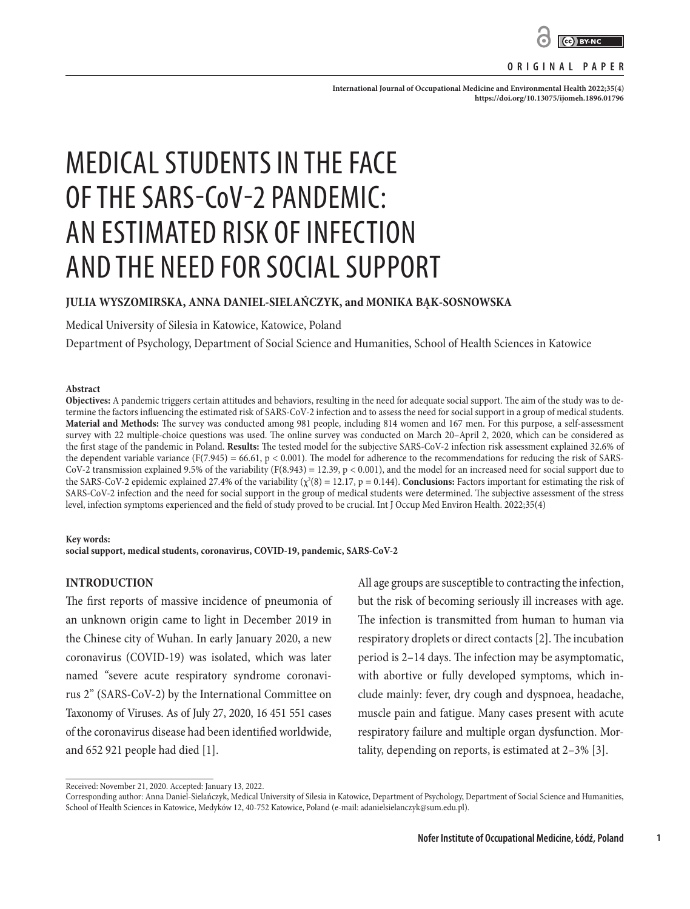ORIGINAL PAPER

# MEDICAL STUDENTS IN THE FACE OF THE SARS-CoV-2 PANDEMIC: AN ESTIMATED RISK OF INFECTION AND THE NEED FOR SOCIAL SUPPORT

**JULIA WYSZOMIRSKA, ANNA DANIEL-SIELAŃCZYK, and MONIKA BĄK-SOSNOWSKA**

Medical University of Silesia in Katowice, Katowice, Poland

Department of Psychology, Department of Social Science and Humanities, School of Health Sciences in Katowice

**Abstract**

**Objectives:** A pandemic triggers certain attitudes and behaviors, resulting in the need for adequate social support. The aim of the study was to determine the factors influencing the estimated risk of SARS-CoV-2 infection and to assess the need for social support in a group of medical students. **Material and Methods:** The survey was conducted among 981 people, including 814 women and 167 men. For this purpose, a self-assessment survey with 22 multiple-choice questions was used. The online survey was conducted on March 20–April 2, 2020, which can be considered as the first stage of the pandemic in Poland. **Results:** The tested model for the subjective SARS-CoV-2 infection risk assessment explained 32.6% of the dependent variable variance ($F(7.945) = 66.61$, $p < 0.001$). The model for adherence to the recommendations for reducing the risk of SARS-CoV-2 transmission explained 9.5% of the variability ($F(8.943) = 12.39$, $p < 0.001$), and the model for an increased need for social support due to the SARS-CoV-2 epidemic explained 27.4% of the variability ($\chi^2(8) = 12.17$, $p = 0.144$). **Conclusions:** Factors important for estimating the risk of SARS-CoV-2 infection and the need for social support in the group of medical students were determined. The subjective assessment of the stress level, infection symptoms experienced and the field of study proved to be crucial. Int J Occup Med Environ Health. 2022;35(4)

**Key words:**
**social support, medical students, coronavirus, COVID-19, pandemic, SARS-CoV-2**

## INTRODUCTION

The first reports of massive incidence of pneumonia of an unknown origin came to light in December 2019 in the Chinese city of Wuhan. In early January 2020, a new coronavirus (COVID-19) was isolated, which was later named "severe acute respiratory syndrome coronavirus 2" (SARS-CoV-2) by the International Committee on Taxonomy of Viruses. As of July 27, 2020, 16 451 551 cases of the coronavirus disease had been identified worldwide, and 652 921 people had died [1].

All age groups are susceptible to contracting the infection, but the risk of becoming seriously ill increases with age. The infection is transmitted from human to human via respiratory droplets or direct contacts [2]. The incubation period is 2–14 days. The infection may be asymptomatic, with abortive or fully developed symptoms, which include mainly: fever, dry cough and dyspnoea, headache, muscle pain and fatigue. Many cases present with acute respiratory failure and multiple organ dysfunction. Mortality, depending on reports, is estimated at 2–3% [3].

Received: November 21, 2020. Accepted: January 13, 2022.
Corresponding author: Anna Daniel-Sielańczyk, Medical University of Silesia in Katowice, Department of Psychology, Department of Social Science and Humanities, School of Health Sciences in Katowice, Medyków 12, 40-752 Katowice, Poland (e-mail: adanielsielanczyk@sum.edu.pl).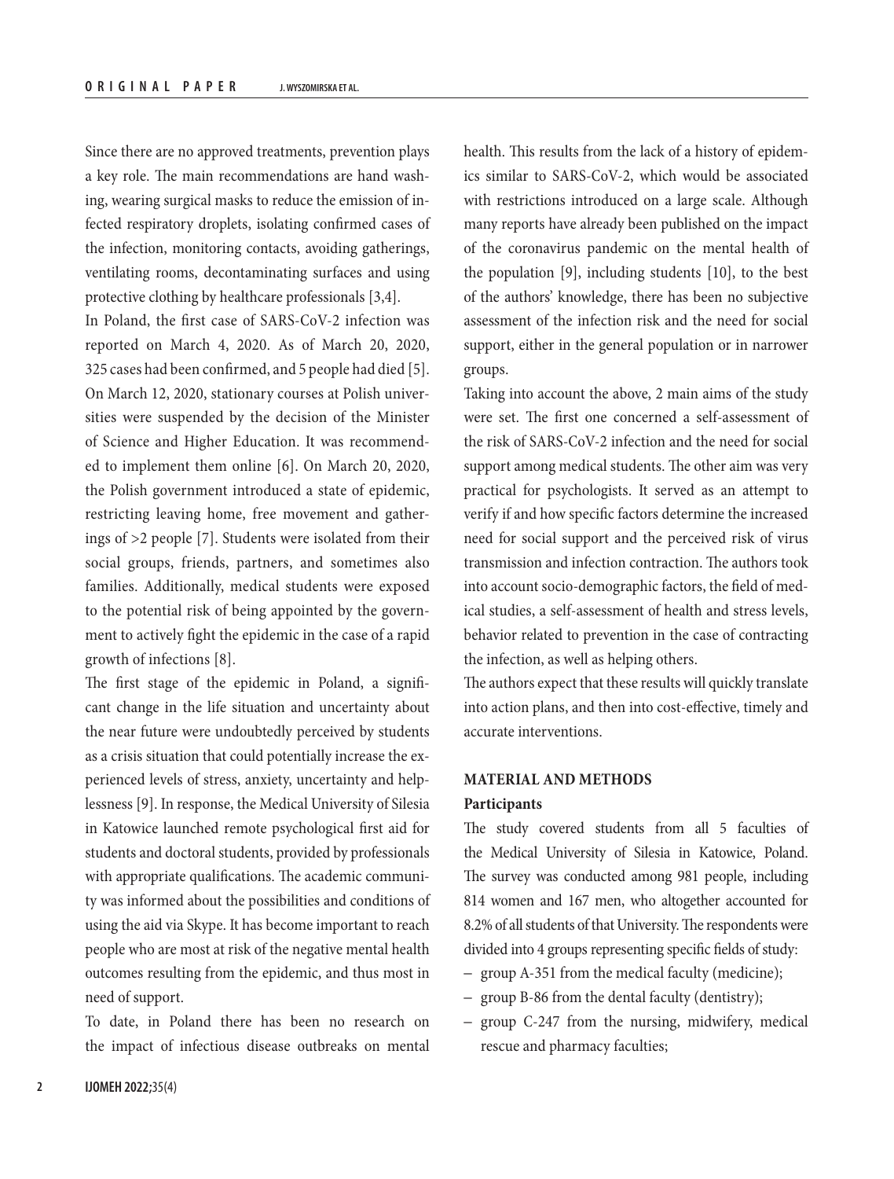Since there are no approved treatments, prevention plays a key role. The main recommendations are hand washing, wearing surgical masks to reduce the emission of infected respiratory droplets, isolating confirmed cases of the infection, monitoring contacts, avoiding gatherings, ventilating rooms, decontaminating surfaces and using protective clothing by healthcare professionals [3,4].

In Poland, the first case of SARS-CoV-2 infection was reported on March 4, 2020. As of March 20, 2020, 325 cases had been confirmed, and 5 people had died [5]. On March 12, 2020, stationary courses at Polish universities were suspended by the decision of the Minister of Science and Higher Education. It was recommended to implement them online [6]. On March 20, 2020, the Polish government introduced a state of epidemic, restricting leaving home, free movement and gatherings of >2 people [7]. Students were isolated from their social groups, friends, partners, and sometimes also families. Additionally, medical students were exposed to the potential risk of being appointed by the government to actively fight the epidemic in the case of a rapid growth of infections [8].

The first stage of the epidemic in Poland, a significant change in the life situation and uncertainty about the near future were undoubtedly perceived by students as a crisis situation that could potentially increase the experienced levels of stress, anxiety, uncertainty and helplessness [9]. In response, the Medical University of Silesia in Katowice launched remote psychological first aid for students and doctoral students, provided by professionals with appropriate qualifications. The academic community was informed about the possibilities and conditions of using the aid via Skype. It has become important to reach people who are most at risk of the negative mental health outcomes resulting from the epidemic, and thus most in need of support.

To date, in Poland there has been no research on the impact of infectious disease outbreaks on mental health. This results from the lack of a history of epidemics similar to SARS-CoV-2, which would be associated with restrictions introduced on a large scale. Although many reports have already been published on the impact of the coronavirus pandemic on the mental health of the population [9], including students [10], to the best of the authors' knowledge, there has been no subjective assessment of the infection risk and the need for social support, either in the general population or in narrower groups.

Taking into account the above, 2 main aims of the study were set. The first one concerned a self-assessment of the risk of SARS-CoV-2 infection and the need for social support among medical students. The other aim was very practical for psychologists. It served as an attempt to verify if and how specific factors determine the increased need for social support and the perceived risk of virus transmission and infection contraction. The authors took into account socio-demographic factors, the field of medical studies, a self-assessment of health and stress levels, behavior related to prevention in the case of contracting the infection, as well as helping others.

The authors expect that these results will quickly translate into action plans, and then into cost-effective, timely and accurate interventions.

## MATERIAL AND METHODS

### Participants

The study covered students from all 5 faculties of the Medical University of Silesia in Katowice, Poland. The survey was conducted among 981 people, including 814 women and 167 men, who altogether accounted for 8.2% of all students of that University. The respondents were divided into 4 groups representing specific fields of study:

- group A-351 from the medical faculty (medicine);
- group B-86 from the dental faculty (dentistry);
- group C-247 from the nursing, midwifery, medical rescue and pharmacy faculties;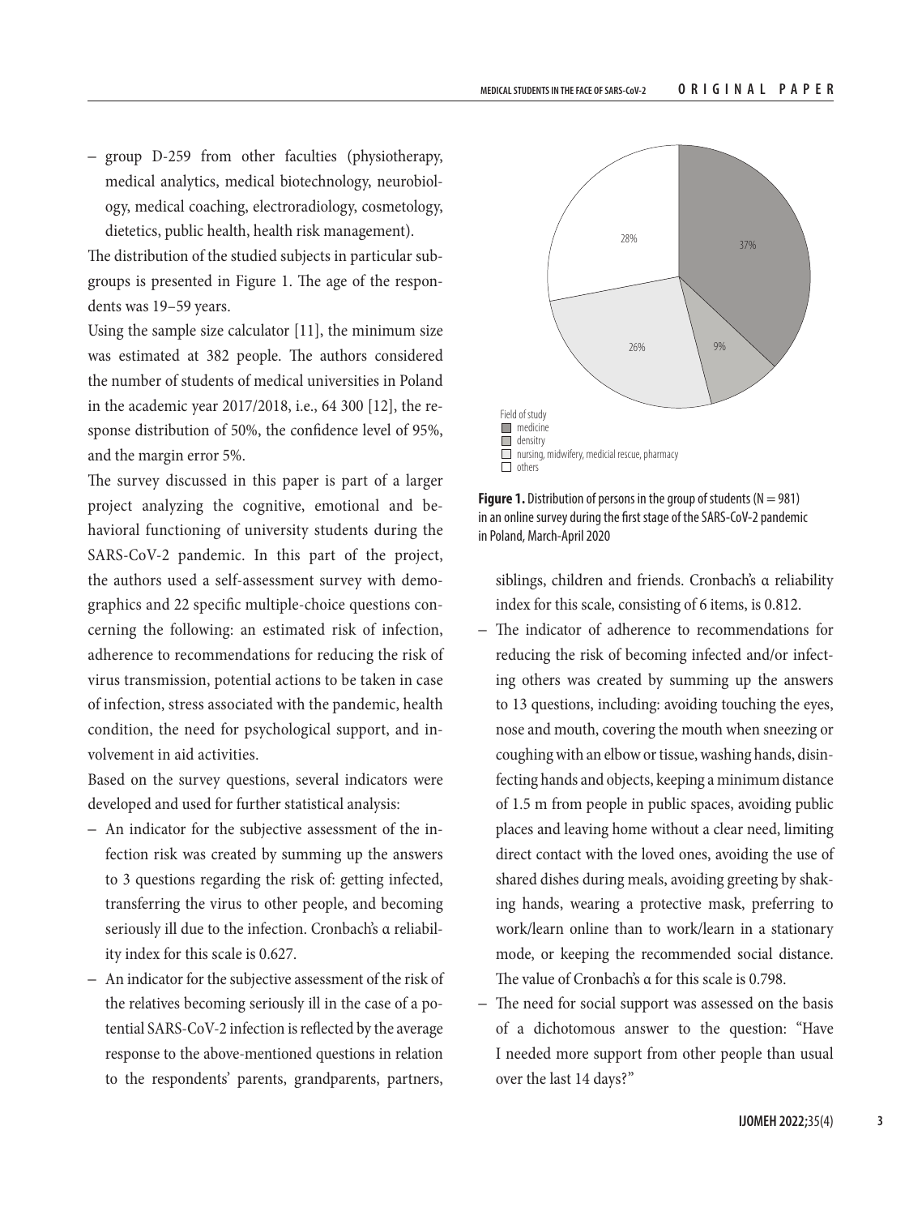– group D-259 from other faculties (physiotherapy, medical analytics, medical biotechnology, neurobiology, medical coaching, electroradiology, cosmetology, dietetics, public health, health risk management).

The distribution of the studied subjects in particular subgroups is presented in Figure 1. The age of the respondents was 19–59 years.

Using the sample size calculator [11], the minimum size was estimated at 382 people. The authors considered the number of students of medical universities in Poland in the academic year 2017/2018, i.e., 64 300 [12], the response distribution of 50%, the confidence level of 95%, and the margin error 5%.

The survey discussed in this paper is part of a larger project analyzing the cognitive, emotional and behavioral functioning of university students during the SARS-CoV-2 pandemic. In this part of the project, the authors used a self-assessment survey with demographics and 22 specific multiple-choice questions concerning the following: an estimated risk of infection, adherence to recommendations for reducing the risk of virus transmission, potential actions to be taken in case of infection, stress associated with the pandemic, health condition, the need for psychological support, and involvement in aid activities.

Based on the survey questions, several indicators were developed and used for further statistical analysis:

– An indicator for the subjective assessment of the infection risk was created by summing up the answers to 3 questions regarding the risk of: getting infected, transferring the virus to other people, and becoming seriously ill due to the infection. Cronbach's α reliability index for this scale is 0.627.
– An indicator for the subjective assessment of the risk of the relatives becoming seriously ill in the case of a potential SARS-CoV-2 infection is reflected by the average response to the above-mentioned questions in relation to the respondents' parents, grandparents, partners, siblings, children and friends. Cronbach's α reliability index for this scale, consisting of 6 items, is 0.812.
– The indicator of adherence to recommendations for reducing the risk of becoming infected and/or infecting others was created by summing up the answers to 13 questions, including: avoiding touching the eyes, nose and mouth, covering the mouth when sneezing or coughing with an elbow or tissue, washing hands, disinfecting hands and objects, keeping a minimum distance of 1.5 m from people in public spaces, avoiding public places and leaving home without a clear need, limiting direct contact with the loved ones, avoiding the use of shared dishes during meals, avoiding greeting by shaking hands, wearing a protective mask, preferring to work/learn online than to work/learn in a stationary mode, or keeping the recommended social distance. The value of Cronbach's α for this scale is 0.798.
– The need for social support was assessed on the basis of a dichotomous answer to the question: "Have I needed more support from other people than usual over the last 14 days?"

Field of study: medicine 37%; densitry 9%; nursing, midwifery, medicial rescue, pharmacy 26%; others 28%

**Figure 1.** Distribution of persons in the group of students (N = 981) in an online survey during the first stage of the SARS-CoV-2 pandemic in Poland, March–April 2020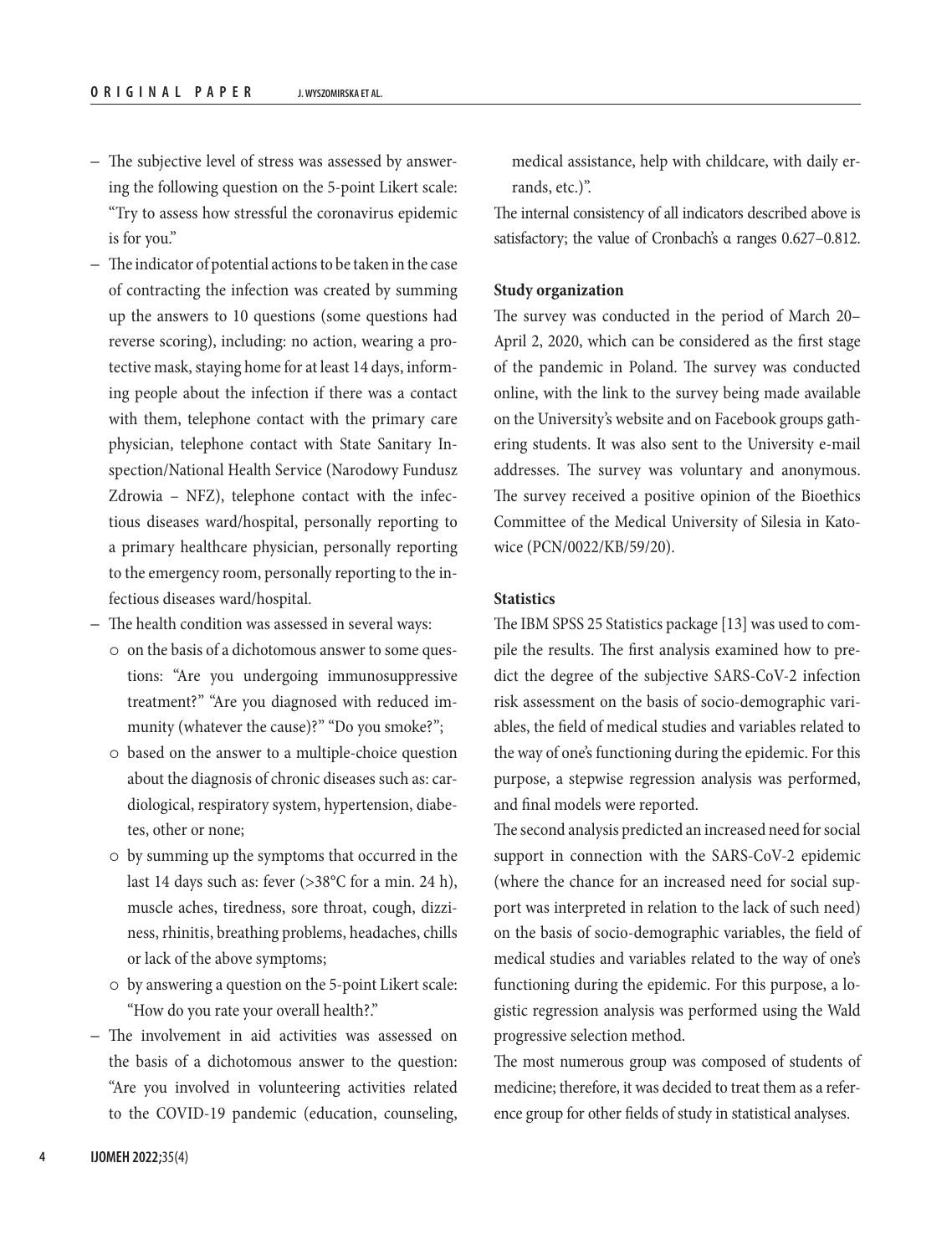- The subjective level of stress was assessed by answering the following question on the 5-point Likert scale: "Try to assess how stressful the coronavirus epidemic is for you."
- The indicator of potential actions to be taken in the case of contracting the infection was created by summing up the answers to 10 questions (some questions had reverse scoring), including: no action, wearing a protective mask, staying home for at least 14 days, informing people about the infection if there was a contact with them, telephone contact with the primary care physician, telephone contact with State Sanitary Inspection/National Health Service (Narodowy Fundusz Zdrowia – NFZ), telephone contact with the infectious diseases ward/hospital, personally reporting to a primary healthcare physician, personally reporting to the emergency room, personally reporting to the infectious diseases ward/hospital.
- The health condition was assessed in several ways:
  - on the basis of a dichotomous answer to some questions: "Are you undergoing immunosuppressive treatment?" "Are you diagnosed with reduced immunity (whatever the cause)?" "Do you smoke?";
  - based on the answer to a multiple-choice question about the diagnosis of chronic diseases such as: cardiological, respiratory system, hypertension, diabetes, other or none;
  - by summing up the symptoms that occurred in the last 14 days such as: fever (>38°C for a min. 24 h), muscle aches, tiredness, sore throat, cough, dizziness, rhinitis, breathing problems, headaches, chills or lack of the above symptoms;
  - by answering a question on the 5-point Likert scale: "How do you rate your overall health?."
- The involvement in aid activities was assessed on the basis of a dichotomous answer to the question: "Are you involved in volunteering activities related to the COVID-19 pandemic (education, counseling, medical assistance, help with childcare, with daily errands, etc.)".

The internal consistency of all indicators described above is satisfactory; the value of Cronbach's α ranges 0.627–0.812.

**Study organization**

The survey was conducted in the period of March 20–April 2, 2020, which can be considered as the first stage of the pandemic in Poland. The survey was conducted online, with the link to the survey being made available on the University's website and on Facebook groups gathering students. It was also sent to the University e-mail addresses. The survey was voluntary and anonymous. The survey received a positive opinion of the Bioethics Committee of the Medical University of Silesia in Katowice (PCN/0022/KB/59/20).

**Statistics**

The IBM SPSS 25 Statistics package [13] was used to compile the results. The first analysis examined how to predict the degree of the subjective SARS-CoV-2 infection risk assessment on the basis of socio-demographic variables, the field of medical studies and variables related to the way of one's functioning during the epidemic. For this purpose, a stepwise regression analysis was performed, and final models were reported.

The second analysis predicted an increased need for social support in connection with the SARS-CoV-2 epidemic (where the chance for an increased need for social support was interpreted in relation to the lack of such need) on the basis of socio-demographic variables, the field of medical studies and variables related to the way of one's functioning during the epidemic. For this purpose, a logistic regression analysis was performed using the Wald progressive selection method.

The most numerous group was composed of students of medicine; therefore, it was decided to treat them as a reference group for other fields of study in statistical analyses.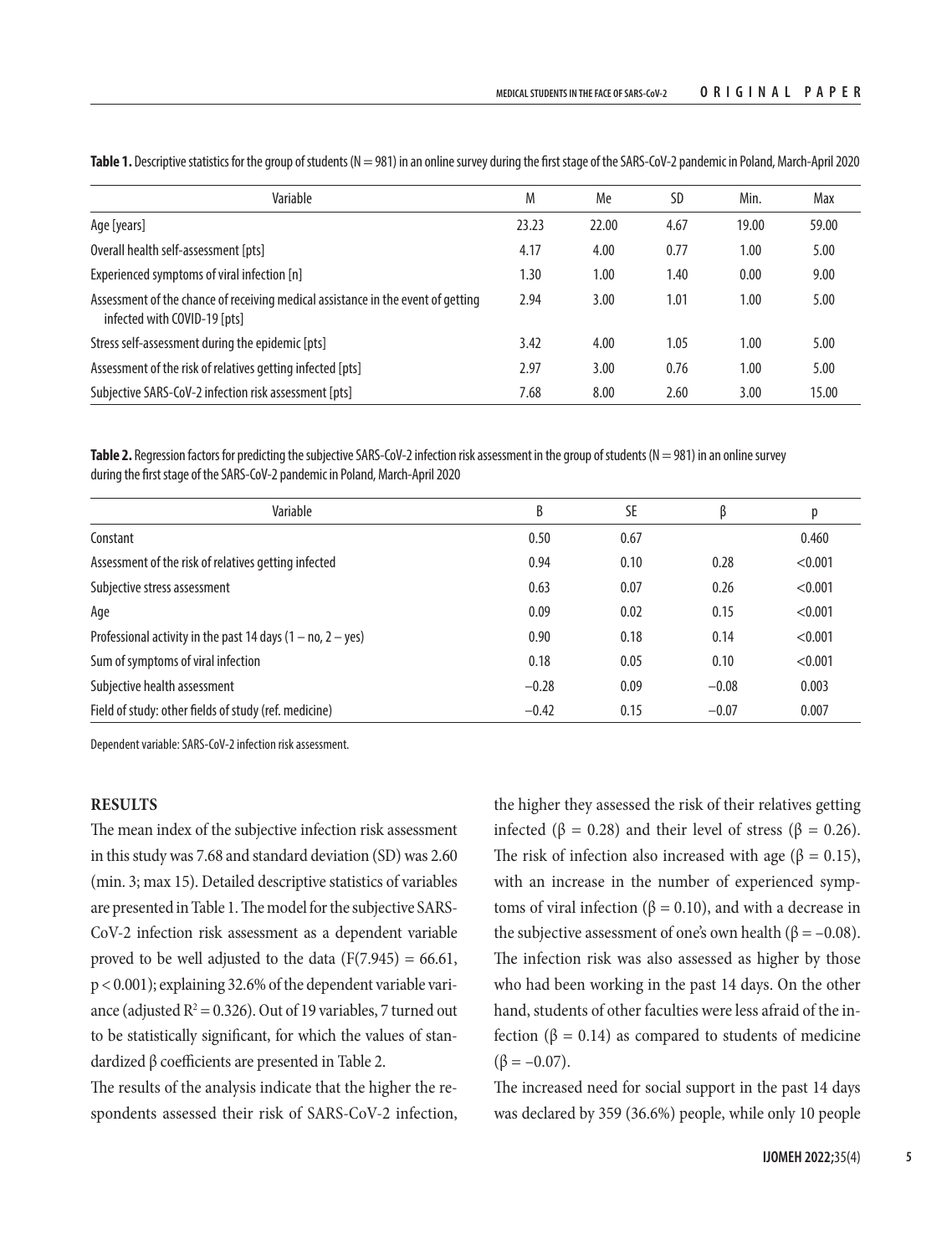**Table 1.** Descriptive statistics for the group of students (N = 981) in an online survey during the first stage of the SARS-CoV-2 pandemic in Poland, March-April 2020

| Variable | M | Me | SD | Min. | Max |
|---|---|---|---|---|---|
| Age [years] | 23.23 | 22.00 | 4.67 | 19.00 | 59.00 |
| Overall health self-assessment [pts] | 4.17 | 4.00 | 0.77 | 1.00 | 5.00 |
| Experienced symptoms of viral infection [n] | 1.30 | 1.00 | 1.40 | 0.00 | 9.00 |
| Assessment of the chance of receiving medical assistance in the event of getting infected with COVID-19 [pts] | 2.94 | 3.00 | 1.01 | 1.00 | 5.00 |
| Stress self-assessment during the epidemic [pts] | 3.42 | 4.00 | 1.05 | 1.00 | 5.00 |
| Assessment of the risk of relatives getting infected [pts] | 2.97 | 3.00 | 0.76 | 1.00 | 5.00 |
| Subjective SARS-CoV-2 infection risk assessment [pts] | 7.68 | 8.00 | 2.60 | 3.00 | 15.00 |

**Table 2.** Regression factors for predicting the subjective SARS-CoV-2 infection risk assessment in the group of students (N = 981) in an online survey during the first stage of the SARS-CoV-2 pandemic in Poland, March-April 2020

| Variable | B | SE | β | p |
|---|---|---|---|---|
| Constant | 0.50 | 0.67 | | 0.460 |
| Assessment of the risk of relatives getting infected | 0.94 | 0.10 | 0.28 | <0.001 |
| Subjective stress assessment | 0.63 | 0.07 | 0.26 | <0.001 |
| Age | 0.09 | 0.02 | 0.15 | <0.001 |
| Professional activity in the past 14 days (1 – no, 2 – yes) | 0.90 | 0.18 | 0.14 | <0.001 |
| Sum of symptoms of viral infection | 0.18 | 0.05 | 0.10 | <0.001 |
| Subjective health assessment | −0.28 | 0.09 | −0.08 | 0.003 |
| Field of study: other fields of study (ref. medicine) | −0.42 | 0.15 | −0.07 | 0.007 |

Dependent variable: SARS-CoV-2 infection risk assessment.

## RESULTS

The mean index of the subjective infection risk assessment in this study was 7.68 and standard deviation (SD) was 2.60 (min. 3; max 15). Detailed descriptive statistics of variables are presented in Table 1. The model for the subjective SARS-CoV-2 infection risk assessment as a dependent variable proved to be well adjusted to the data ($F(7.945) = 66.61$, $p < 0.001$); explaining 32.6% of the dependent variable variance (adjusted $R^2 = 0.326$). Out of 19 variables, 7 turned out to be statistically significant, for which the values of standardized β coefficients are presented in Table 2.

The results of the analysis indicate that the higher the respondents assessed their risk of SARS-CoV-2 infection, the higher they assessed the risk of their relatives getting infected ($\beta = 0.28$) and their level of stress ($\beta = 0.26$). The risk of infection also increased with age ($\beta = 0.15$), with an increase in the number of experienced symptoms of viral infection ($\beta = 0.10$), and with a decrease in the subjective assessment of one's own health ($\beta = -0.08$). The infection risk was also assessed as higher by those who had been working in the past 14 days. On the other hand, students of other faculties were less afraid of the infection ($\beta = 0.14$) as compared to students of medicine ($\beta = -0.07$).

The increased need for social support in the past 14 days was declared by 359 (36.6%) people, while only 10 people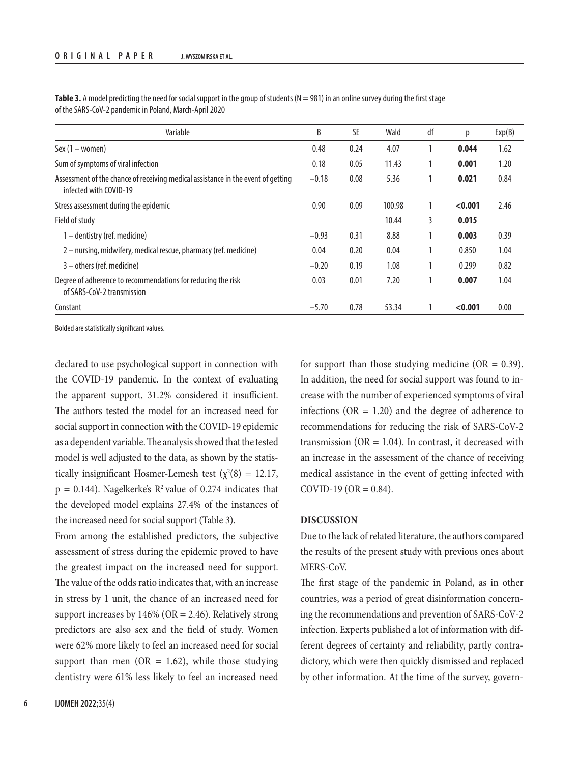**Table 3.** A model predicting the need for social support in the group of students (N = 981) in an online survey during the first stage of the SARS-CoV-2 pandemic in Poland, March-April 2020

| Variable | B | SE | Wald | df | p | Exp(B) |
|---|---|---|---|---|---|---|
| Sex (1 – women) | 0.48 | 0.24 | 4.07 | 1 | **0.044** | 1.62 |
| Sum of symptoms of viral infection | 0.18 | 0.05 | 11.43 | 1 | **0.001** | 1.20 |
| Assessment of the chance of receiving medical assistance in the event of getting infected with COVID-19 | −0.18 | 0.08 | 5.36 | 1 | **0.021** | 0.84 |
| Stress assessment during the epidemic | 0.90 | 0.09 | 100.98 | 1 | **<0.001** | 2.46 |
| Field of study | | | 10.44 | 3 | **0.015** | |
| 1 – dentistry (ref. medicine) | −0.93 | 0.31 | 8.88 | 1 | **0.003** | 0.39 |
| 2 – nursing, midwifery, medical rescue, pharmacy (ref. medicine) | 0.04 | 0.20 | 0.04 | 1 | 0.850 | 1.04 |
| 3 – others (ref. medicine) | −0.20 | 0.19 | 1.08 | 1 | 0.299 | 0.82 |
| Degree of adherence to recommendations for reducing the risk of SARS-CoV-2 transmission | 0.03 | 0.01 | 7.20 | 1 | **0.007** | 1.04 |
| Constant | −5.70 | 0.78 | 53.34 | 1 | **<0.001** | 0.00 |

Bolded are statistically significant values.

declared to use psychological support in connection with the COVID-19 pandemic. In the context of evaluating the apparent support, 31.2% considered it insufficient. The authors tested the model for an increased need for social support in connection with the COVID-19 epidemic as a dependent variable. The analysis showed that the tested model is well adjusted to the data, as shown by the statistically insignificant Hosmer-Lemesh test ($\chi^2(8) = 12.17$, $p = 0.144$). Nagelkerke's $R^2$ value of 0.274 indicates that the developed model explains 27.4% of the instances of the increased need for social support (Table 3).

From among the established predictors, the subjective assessment of stress during the epidemic proved to have the greatest impact on the increased need for support. The value of the odds ratio indicates that, with an increase in stress by 1 unit, the chance of an increased need for support increases by 146% (OR = 2.46). Relatively strong predictors are also sex and the field of study. Women were 62% more likely to feel an increased need for social support than men (OR = 1.62), while those studying dentistry were 61% less likely to feel an increased need for support than those studying medicine (OR = 0.39). In addition, the need for social support was found to increase with the number of experienced symptoms of viral infections (OR = 1.20) and the degree of adherence to recommendations for reducing the risk of SARS-CoV-2 transmission (OR = 1.04). In contrast, it decreased with an increase in the assessment of the chance of receiving medical assistance in the event of getting infected with COVID-19 (OR = 0.84).

## DISCUSSION

Due to the lack of related literature, the authors compared the results of the present study with previous ones about MERS-CoV.

The first stage of the pandemic in Poland, as in other countries, was a period of great disinformation concerning the recommendations and prevention of SARS-CoV-2 infection. Experts published a lot of information with different degrees of certainty and reliability, partly contradictory, which were then quickly dismissed and replaced by other information. At the time of the survey, govern-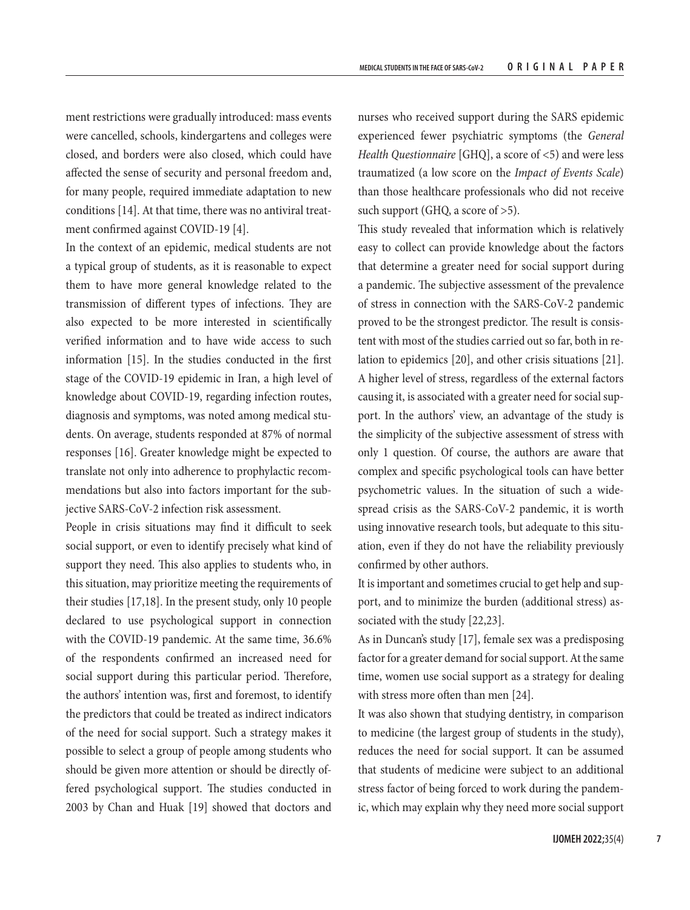ment restrictions were gradually introduced: mass events were cancelled, schools, kindergartens and colleges were closed, and borders were also closed, which could have affected the sense of security and personal freedom and, for many people, required immediate adaptation to new conditions [14]. At that time, there was no antiviral treatment confirmed against COVID-19 [4].

In the context of an epidemic, medical students are not a typical group of students, as it is reasonable to expect them to have more general knowledge related to the transmission of different types of infections. They are also expected to be more interested in scientifically verified information and to have wide access to such information [15]. In the studies conducted in the first stage of the COVID-19 epidemic in Iran, a high level of knowledge about COVID-19, regarding infection routes, diagnosis and symptoms, was noted among medical students. On average, students responded at 87% of normal responses [16]. Greater knowledge might be expected to translate not only into adherence to prophylactic recommendations but also into factors important for the subjective SARS-CoV-2 infection risk assessment.

People in crisis situations may find it difficult to seek social support, or even to identify precisely what kind of support they need. This also applies to students who, in this situation, may prioritize meeting the requirements of their studies [17,18]. In the present study, only 10 people declared to use psychological support in connection with the COVID-19 pandemic. At the same time, 36.6% of the respondents confirmed an increased need for social support during this particular period. Therefore, the authors' intention was, first and foremost, to identify the predictors that could be treated as indirect indicators of the need for social support. Such a strategy makes it possible to select a group of people among students who should be given more attention or should be directly offered psychological support. The studies conducted in 2003 by Chan and Huak [19] showed that doctors and nurses who received support during the SARS epidemic experienced fewer psychiatric symptoms (the *General Health Questionnaire* [GHQ], a score of <5) and were less traumatized (a low score on the *Impact of Events Scale*) than those healthcare professionals who did not receive such support (GHQ, a score of >5).

This study revealed that information which is relatively easy to collect can provide knowledge about the factors that determine a greater need for social support during a pandemic. The subjective assessment of the prevalence of stress in connection with the SARS-CoV-2 pandemic proved to be the strongest predictor. The result is consistent with most of the studies carried out so far, both in relation to epidemics [20], and other crisis situations [21]. A higher level of stress, regardless of the external factors causing it, is associated with a greater need for social support. In the authors' view, an advantage of the study is the simplicity of the subjective assessment of stress with only 1 question. Of course, the authors are aware that complex and specific psychological tools can have better psychometric values. In the situation of such a widespread crisis as the SARS-CoV-2 pandemic, it is worth using innovative research tools, but adequate to this situation, even if they do not have the reliability previously confirmed by other authors.

It is important and sometimes crucial to get help and support, and to minimize the burden (additional stress) associated with the study [22,23].

As in Duncan's study [17], female sex was a predisposing factor for a greater demand for social support. At the same time, women use social support as a strategy for dealing with stress more often than men [24].

It was also shown that studying dentistry, in comparison to medicine (the largest group of students in the study), reduces the need for social support. It can be assumed that students of medicine were subject to an additional stress factor of being forced to work during the pandemic, which may explain why they need more social support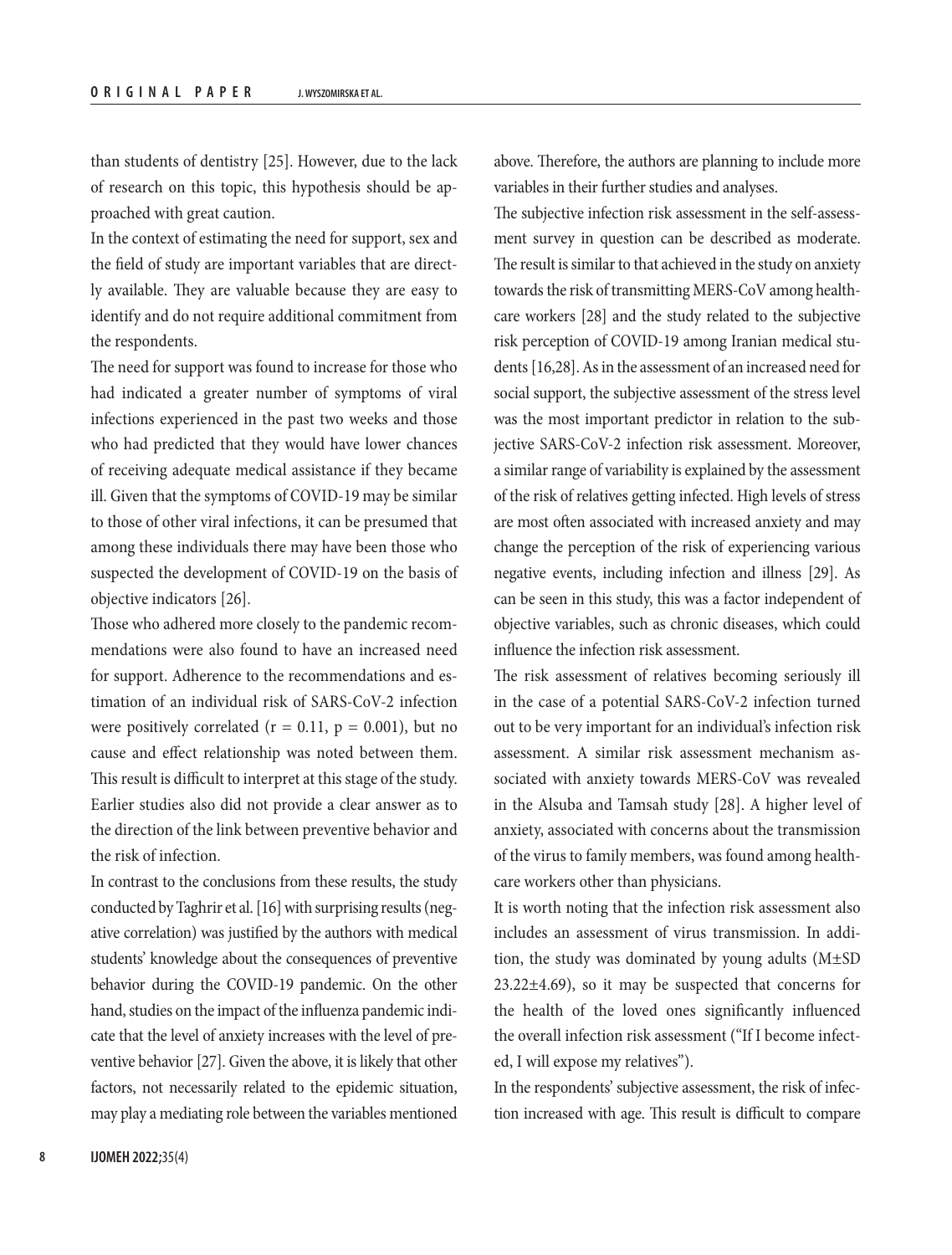than students of dentistry [25]. However, due to the lack of research on this topic, this hypothesis should be approached with great caution.

In the context of estimating the need for support, sex and the field of study are important variables that are directly available. They are valuable because they are easy to identify and do not require additional commitment from the respondents.

The need for support was found to increase for those who had indicated a greater number of symptoms of viral infections experienced in the past two weeks and those who had predicted that they would have lower chances of receiving adequate medical assistance if they became ill. Given that the symptoms of COVID-19 may be similar to those of other viral infections, it can be presumed that among these individuals there may have been those who suspected the development of COVID-19 on the basis of objective indicators [26].

Those who adhered more closely to the pandemic recommendations were also found to have an increased need for support. Adherence to the recommendations and estimation of an individual risk of SARS-CoV-2 infection were positively correlated ($r = 0.11$, $p = 0.001$), but no cause and effect relationship was noted between them. This result is difficult to interpret at this stage of the study. Earlier studies also did not provide a clear answer as to the direction of the link between preventive behavior and the risk of infection.

In contrast to the conclusions from these results, the study conducted by Taghrir et al. [16] with surprising results (negative correlation) was justified by the authors with medical students' knowledge about the consequences of preventive behavior during the COVID-19 pandemic. On the other hand, studies on the impact of the influenza pandemic indicate that the level of anxiety increases with the level of preventive behavior [27]. Given the above, it is likely that other factors, not necessarily related to the epidemic situation, may play a mediating role between the variables mentioned above. Therefore, the authors are planning to include more variables in their further studies and analyses.

The subjective infection risk assessment in the self-assessment survey in question can be described as moderate. The result is similar to that achieved in the study on anxiety towards the risk of transmitting MERS-CoV among healthcare workers [28] and the study related to the subjective risk perception of COVID-19 among Iranian medical students [16,28]. As in the assessment of an increased need for social support, the subjective assessment of the stress level was the most important predictor in relation to the subjective SARS-CoV-2 infection risk assessment. Moreover, a similar range of variability is explained by the assessment of the risk of relatives getting infected. High levels of stress are most often associated with increased anxiety and may change the perception of the risk of experiencing various negative events, including infection and illness [29]. As can be seen in this study, this was a factor independent of objective variables, such as chronic diseases, which could influence the infection risk assessment.

The risk assessment of relatives becoming seriously ill in the case of a potential SARS-CoV-2 infection turned out to be very important for an individual's infection risk assessment. A similar risk assessment mechanism associated with anxiety towards MERS-CoV was revealed in the Alsuba and Tamsah study [28]. A higher level of anxiety, associated with concerns about the transmission of the virus to family members, was found among healthcare workers other than physicians.

It is worth noting that the infection risk assessment also includes an assessment of virus transmission. In addition, the study was dominated by young adults ($M \pm SD$ $23.22 \pm 4.69$), so it may be suspected that concerns for the health of the loved ones significantly influenced the overall infection risk assessment ("If I become infected, I will expose my relatives").

In the respondents' subjective assessment, the risk of infection increased with age. This result is difficult to compare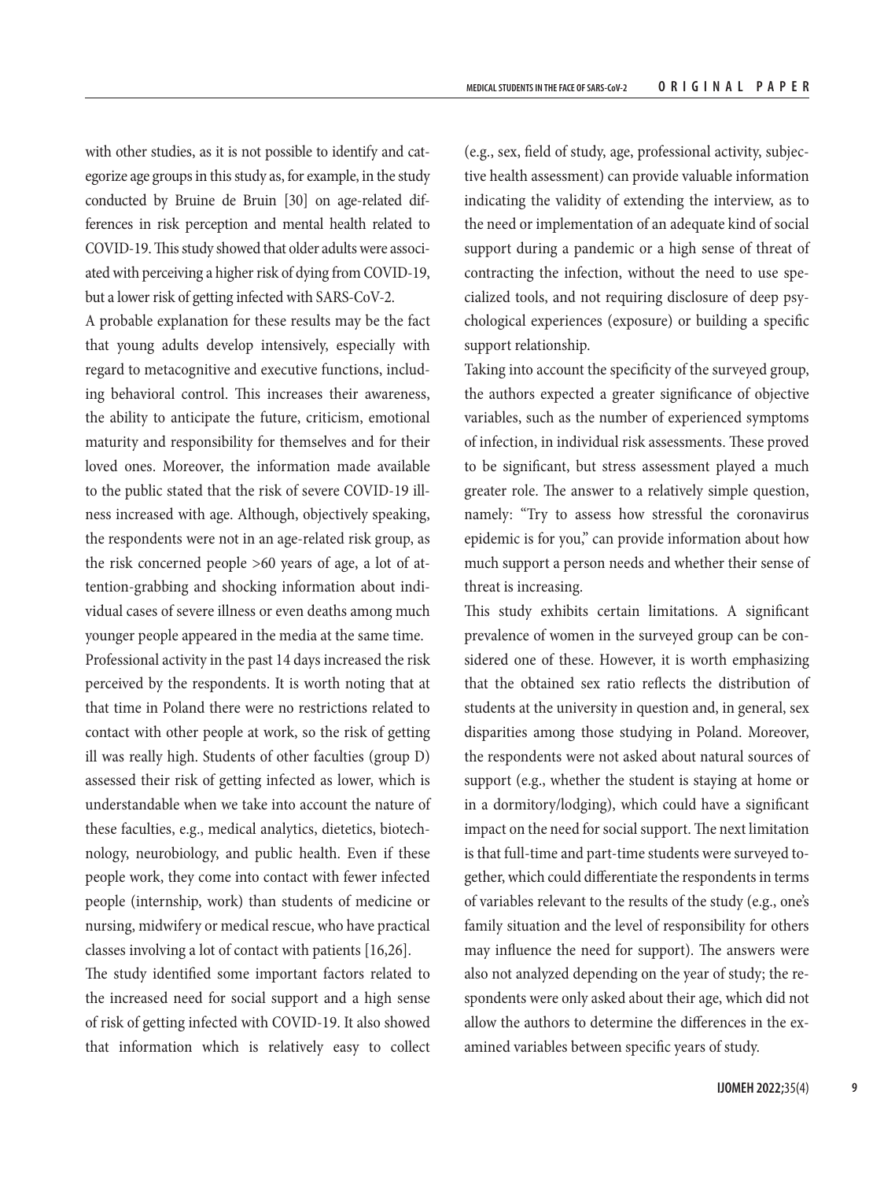with other studies, as it is not possible to identify and categorize age groups in this study as, for example, in the study conducted by Bruine de Bruin [30] on age-related differences in risk perception and mental health related to COVID-19. This study showed that older adults were associated with perceiving a higher risk of dying from COVID-19, but a lower risk of getting infected with SARS-CoV-2.

A probable explanation for these results may be the fact that young adults develop intensively, especially with regard to metacognitive and executive functions, including behavioral control. This increases their awareness, the ability to anticipate the future, criticism, emotional maturity and responsibility for themselves and for their loved ones. Moreover, the information made available to the public stated that the risk of severe COVID-19 illness increased with age. Although, objectively speaking, the respondents were not in an age-related risk group, as the risk concerned people >60 years of age, a lot of attention-grabbing and shocking information about individual cases of severe illness or even deaths among much younger people appeared in the media at the same time.

Professional activity in the past 14 days increased the risk perceived by the respondents. It is worth noting that at that time in Poland there were no restrictions related to contact with other people at work, so the risk of getting ill was really high. Students of other faculties (group D) assessed their risk of getting infected as lower, which is understandable when we take into account the nature of these faculties, e.g., medical analytics, dietetics, biotechnology, neurobiology, and public health. Even if these people work, they come into contact with fewer infected people (internship, work) than students of medicine or nursing, midwifery or medical rescue, who have practical classes involving a lot of contact with patients [16,26].

The study identified some important factors related to the increased need for social support and a high sense of risk of getting infected with COVID-19. It also showed that information which is relatively easy to collect (e.g., sex, field of study, age, professional activity, subjective health assessment) can provide valuable information indicating the validity of extending the interview, as to the need or implementation of an adequate kind of social support during a pandemic or a high sense of threat of contracting the infection, without the need to use specialized tools, and not requiring disclosure of deep psychological experiences (exposure) or building a specific support relationship.

Taking into account the specificity of the surveyed group, the authors expected a greater significance of objective variables, such as the number of experienced symptoms of infection, in individual risk assessments. These proved to be significant, but stress assessment played a much greater role. The answer to a relatively simple question, namely: "Try to assess how stressful the coronavirus epidemic is for you," can provide information about how much support a person needs and whether their sense of threat is increasing.

This study exhibits certain limitations. A significant prevalence of women in the surveyed group can be considered one of these. However, it is worth emphasizing that the obtained sex ratio reflects the distribution of students at the university in question and, in general, sex disparities among those studying in Poland. Moreover, the respondents were not asked about natural sources of support (e.g., whether the student is staying at home or in a dormitory/lodging), which could have a significant impact on the need for social support. The next limitation is that full-time and part-time students were surveyed together, which could differentiate the respondents in terms of variables relevant to the results of the study (e.g., one's family situation and the level of responsibility for others may influence the need for support). The answers were also not analyzed depending on the year of study; the respondents were only asked about their age, which did not allow the authors to determine the differences in the examined variables between specific years of study.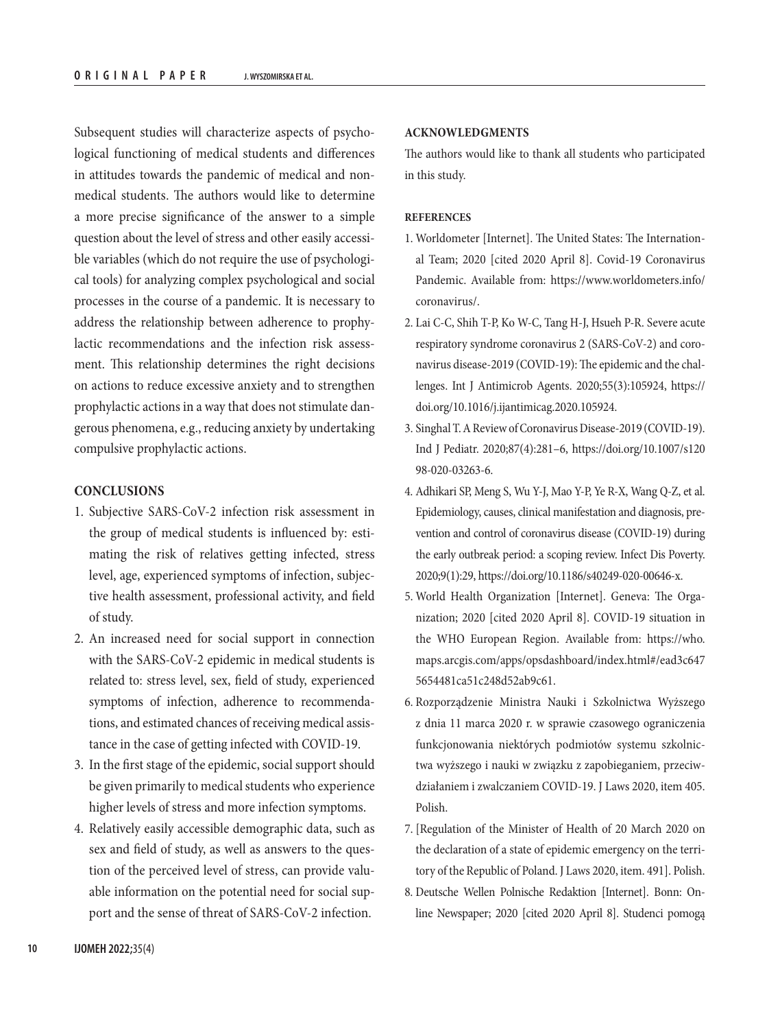Subsequent studies will characterize aspects of psychological functioning of medical students and differences in attitudes towards the pandemic of medical and non-medical students. The authors would like to determine a more precise significance of the answer to a simple question about the level of stress and other easily accessible variables (which do not require the use of psychological tools) for analyzing complex psychological and social processes in the course of a pandemic. It is necessary to address the relationship between adherence to prophylactic recommendations and the infection risk assessment. This relationship determines the right decisions on actions to reduce excessive anxiety and to strengthen prophylactic actions in a way that does not stimulate dangerous phenomena, e.g., reducing anxiety by undertaking compulsive prophylactic actions.

## CONCLUSIONS

1. Subjective SARS-CoV-2 infection risk assessment in the group of medical students is influenced by: estimating the risk of relatives getting infected, stress level, age, experienced symptoms of infection, subjective health assessment, professional activity, and field of study.
2. An increased need for social support in connection with the SARS-CoV-2 epidemic in medical students is related to: stress level, sex, field of study, experienced symptoms of infection, adherence to recommendations, and estimated chances of receiving medical assistance in the case of getting infected with COVID-19.
3. In the first stage of the epidemic, social support should be given primarily to medical students who experience higher levels of stress and more infection symptoms.
4. Relatively easily accessible demographic data, such as sex and field of study, as well as answers to the question of the perceived level of stress, can provide valuable information on the potential need for social support and the sense of threat of SARS-CoV-2 infection.

## ACKNOWLEDGMENTS

The authors would like to thank all students who participated in this study.

## REFERENCES

1. Worldometer [Internet]. The United States: The International Team; 2020 [cited 2020 April 8]. Covid-19 Coronavirus Pandemic. Available from: https://www.worldometers.info/coronavirus/.
2. Lai C-C, Shih T-P, Ko W-C, Tang H-J, Hsueh P-R. Severe acute respiratory syndrome coronavirus 2 (SARS-CoV-2) and coronavirus disease-2019 (COVID-19): The epidemic and the challenges. Int J Antimicrob Agents. 2020;55(3):105924, https://doi.org/10.1016/j.ijantimicag.2020.105924.
3. Singhal T. A Review of Coronavirus Disease-2019 (COVID-19). Ind J Pediatr. 2020;87(4):281–6, https://doi.org/10.1007/s12098-020-03263-6.
4. Adhikari SP, Meng S, Wu Y-J, Mao Y-P, Ye R-X, Wang Q-Z, et al. Epidemiology, causes, clinical manifestation and diagnosis, prevention and control of coronavirus disease (COVID-19) during the early outbreak period: a scoping review. Infect Dis Poverty. 2020;9(1):29, https://doi.org/10.1186/s40249-020-00646-x.
5. World Health Organization [Internet]. Geneva: The Organization; 2020 [cited 2020 April 8]. COVID-19 situation in the WHO European Region. Available from: https://who.maps.arcgis.com/apps/opsdashboard/index.html#/ead3c6475654481ca51c248d52ab9c61.
6. Rozporządzenie Ministra Nauki i Szkolnictwa Wyższego z dnia 11 marca 2020 r. w sprawie czasowego ograniczenia funkcjonowania niektórych podmiotów systemu szkolnictwa wyższego i nauki w związku z zapobieganiem, przeciwdziałaniem i zwalczaniem COVID-19. J Laws 2020, item 405. Polish.
7. [Regulation of the Minister of Health of 20 March 2020 on the declaration of a state of epidemic emergency on the territory of the Republic of Poland. J Laws 2020, item. 491]. Polish.
8. Deutsche Wellen Polnische Redaktion [Internet]. Bonn: Online Newspaper; 2020 [cited 2020 April 8]. Studenci pomogą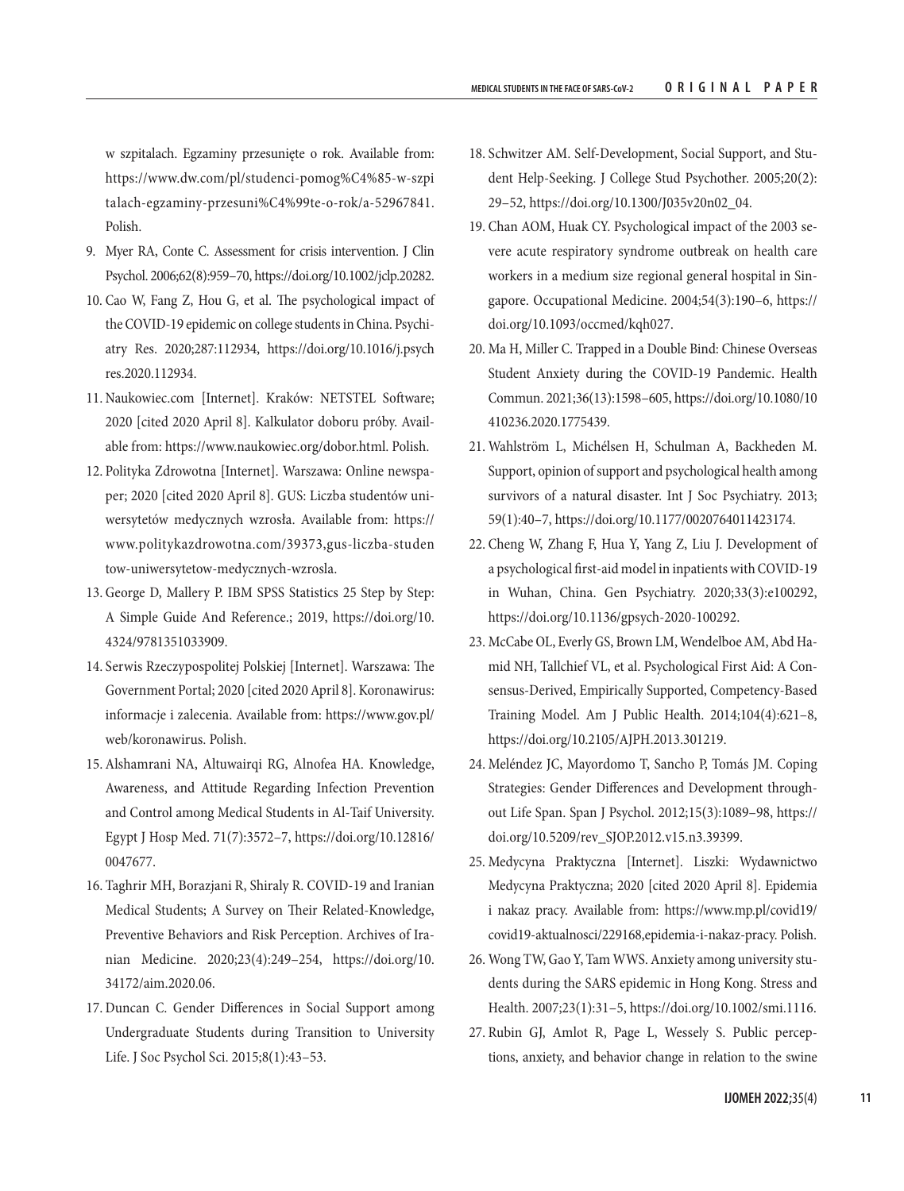w szpitalach. Egzaminy przesunięte o rok. Available from: https://www.dw.com/pl/studenci-pomog%C4%85-w-szpitalach-egzaminy-przesuni%C4%99te-o-rok/a-52967841. Polish.

9. Myer RA, Conte C. Assessment for crisis intervention. J Clin Psychol. 2006;62(8):959–70, https://doi.org/10.1002/jclp.20282.
10. Cao W, Fang Z, Hou G, et al. The psychological impact of the COVID-19 epidemic on college students in China. Psychiatry Res. 2020;287:112934, https://doi.org/10.1016/j.psychres.2020.112934.
11. Naukowiec.com [Internet]. Kraków: NETSTEL Software; 2020 [cited 2020 April 8]. Kalkulator doboru próby. Available from: https://www.naukowiec.org/dobor.html. Polish.
12. Polityka Zdrowotna [Internet]. Warszawa: Online newspaper; 2020 [cited 2020 April 8]. GUS: Liczba studentów uniwersytetów medycznych wzrosła. Available from: https://www.politykazdrowotna.com/39373,gus-liczba-studentow-uniwersytetow-medycznych-wzrosla.
13. George D, Mallery P. IBM SPSS Statistics 25 Step by Step: A Simple Guide And Reference.; 2019, https://doi.org/10.4324/9781351033909.
14. Serwis Rzeczypospolitej Polskiej [Internet]. Warszawa: The Government Portal; 2020 [cited 2020 April 8]. Koronawirus: informacje i zalecenia. Available from: https://www.gov.pl/web/koronawirus. Polish.
15. Alshamrani NA, Altuwairqi RG, Alnofea HA. Knowledge, Awareness, and Attitude Regarding Infection Prevention and Control among Medical Students in Al-Taif University. Egypt J Hosp Med. 71(7):3572–7, https://doi.org/10.12816/0047677.
16. Taghrir MH, Borazjani R, Shiraly R. COVID-19 and Iranian Medical Students; A Survey on Their Related-Knowledge, Preventive Behaviors and Risk Perception. Archives of Iranian Medicine. 2020;23(4):249–254, https://doi.org/10.34172/aim.2020.06.
17. Duncan C. Gender Differences in Social Support among Undergraduate Students during Transition to University Life. J Soc Psychol Sci. 2015;8(1):43–53.
18. Schwitzer AM. Self-Development, Social Support, and Student Help-Seeking. J College Stud Psychother. 2005;20(2):29–52, https://doi.org/10.1300/J035v20n02_04.
19. Chan AOM, Huak CY. Psychological impact of the 2003 severe acute respiratory syndrome outbreak on health care workers in a medium size regional general hospital in Singapore. Occupational Medicine. 2004;54(3):190–6, https://doi.org/10.1093/occmed/kqh027.
20. Ma H, Miller C. Trapped in a Double Bind: Chinese Overseas Student Anxiety during the COVID-19 Pandemic. Health Commun. 2021;36(13):1598–605, https://doi.org/10.1080/10410236.2020.1775439.
21. Wahlström L, Michélsen H, Schulman A, Backheden M. Support, opinion of support and psychological health among survivors of a natural disaster. Int J Soc Psychiatry. 2013;59(1):40–7, https://doi.org/10.1177/0020764011423174.
22. Cheng W, Zhang F, Hua Y, Yang Z, Liu J. Development of a psychological first-aid model in inpatients with COVID-19 in Wuhan, China. Gen Psychiatry. 2020;33(3):e100292, https://doi.org/10.1136/gpsych-2020-100292.
23. McCabe OL, Everly GS, Brown LM, Wendelboe AM, Abd Hamid NH, Tallchief VL, et al. Psychological First Aid: A Consensus-Derived, Empirically Supported, Competency-Based Training Model. Am J Public Health. 2014;104(4):621–8, https://doi.org/10.2105/AJPH.2013.301219.
24. Meléndez JC, Mayordomo T, Sancho P, Tomás JM. Coping Strategies: Gender Differences and Development throughout Life Span. Span J Psychol. 2012;15(3):1089–98, https://doi.org/10.5209/rev_SJOP.2012.v15.n3.39399.
25. Medycyna Praktyczna [Internet]. Liszki: Wydawnictwo Medycyna Praktyczna; 2020 [cited 2020 April 8]. Epidemia i nakaz pracy. Available from: https://www.mp.pl/covid19/covid19-aktualnosci/229168,epidemia-i-nakaz-pracy. Polish.
26. Wong TW, Gao Y, Tam WWS. Anxiety among university students during the SARS epidemic in Hong Kong. Stress and Health. 2007;23(1):31–5, https://doi.org/10.1002/smi.1116.
27. Rubin GJ, Amlot R, Page L, Wessely S. Public perceptions, anxiety, and behavior change in relation to the swine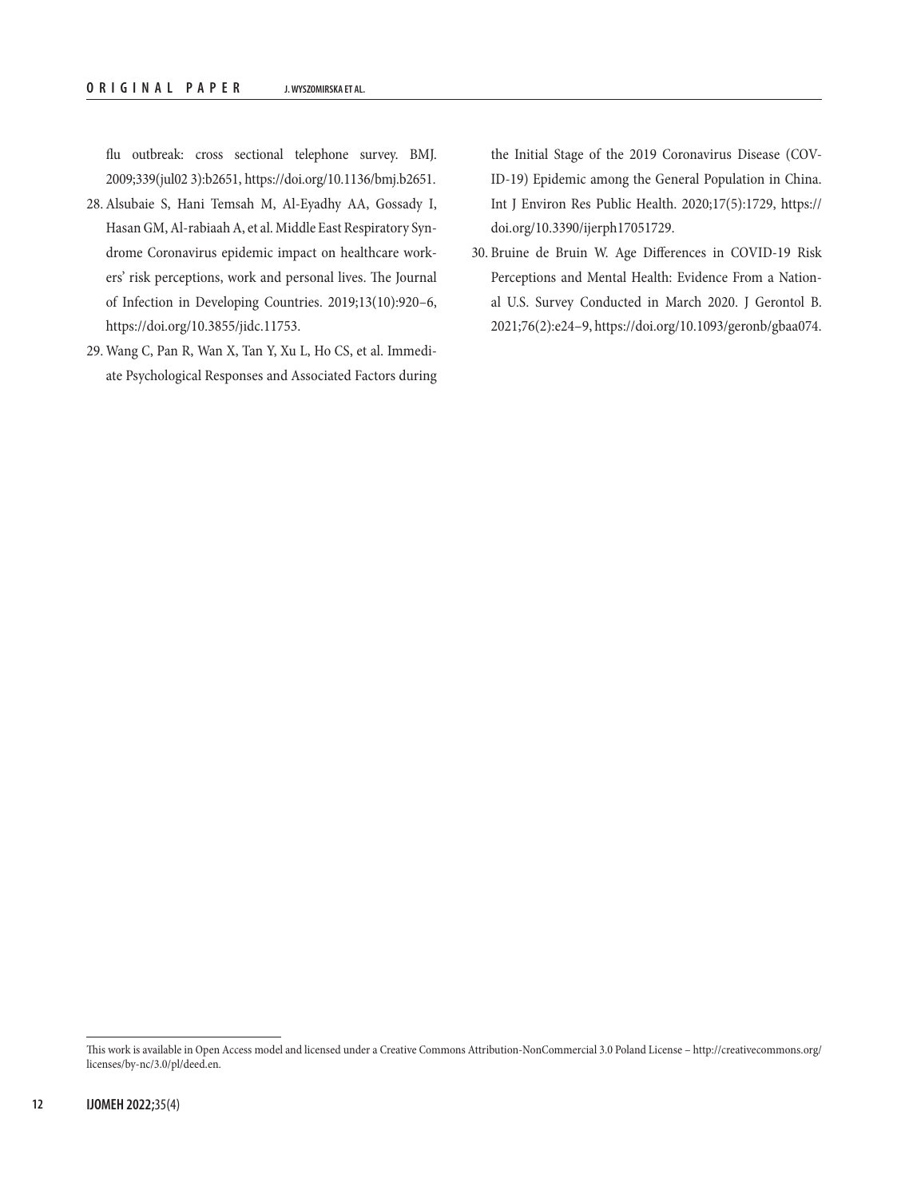flu outbreak: cross sectional telephone survey. BMJ. 2009;339(jul02 3):b2651, https://doi.org/10.1136/bmj.b2651.

28. Alsubaie S, Hani Temsah M, Al-Eyadhy AA, Gossady I, Hasan GM, Al-rabiaah A, et al. Middle East Respiratory Syndrome Coronavirus epidemic impact on healthcare workers' risk perceptions, work and personal lives. The Journal of Infection in Developing Countries. 2019;13(10):920–6, https://doi.org/10.3855/jidc.11753.
29. Wang C, Pan R, Wan X, Tan Y, Xu L, Ho CS, et al. Immediate Psychological Responses and Associated Factors during the Initial Stage of the 2019 Coronavirus Disease (COVID-19) Epidemic among the General Population in China. Int J Environ Res Public Health. 2020;17(5):1729, https://doi.org/10.3390/ijerph17051729.
30. Bruine de Bruin W. Age Differences in COVID-19 Risk Perceptions and Mental Health: Evidence From a National U.S. Survey Conducted in March 2020. J Gerontol B. 2021;76(2):e24–9, https://doi.org/10.1093/geronb/gbaa074.

This work is available in Open Access model and licensed under a Creative Commons Attribution-NonCommercial 3.0 Poland License – http://creativecommons.org/licenses/by-nc/3.0/pl/deed.en.